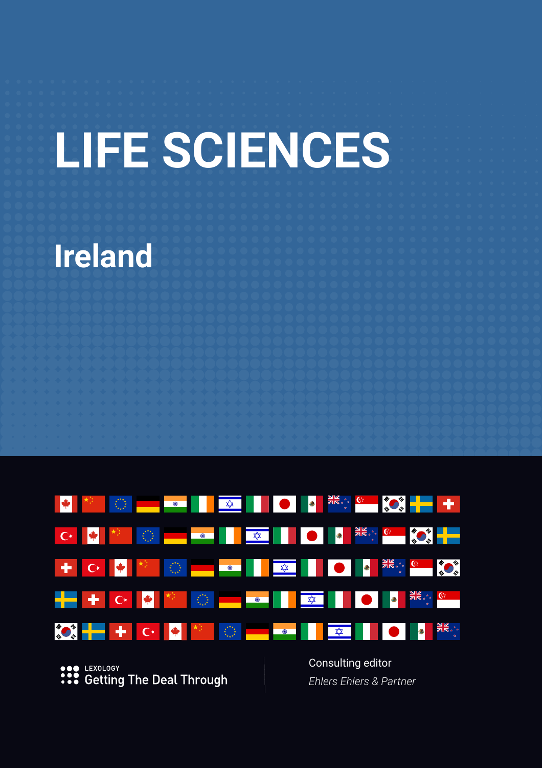# LIFE SCIENCES

## Ireland

LEXOLOGY
Getting The Deal Through

Consulting editor
*Ehlers Ehlers & Partner*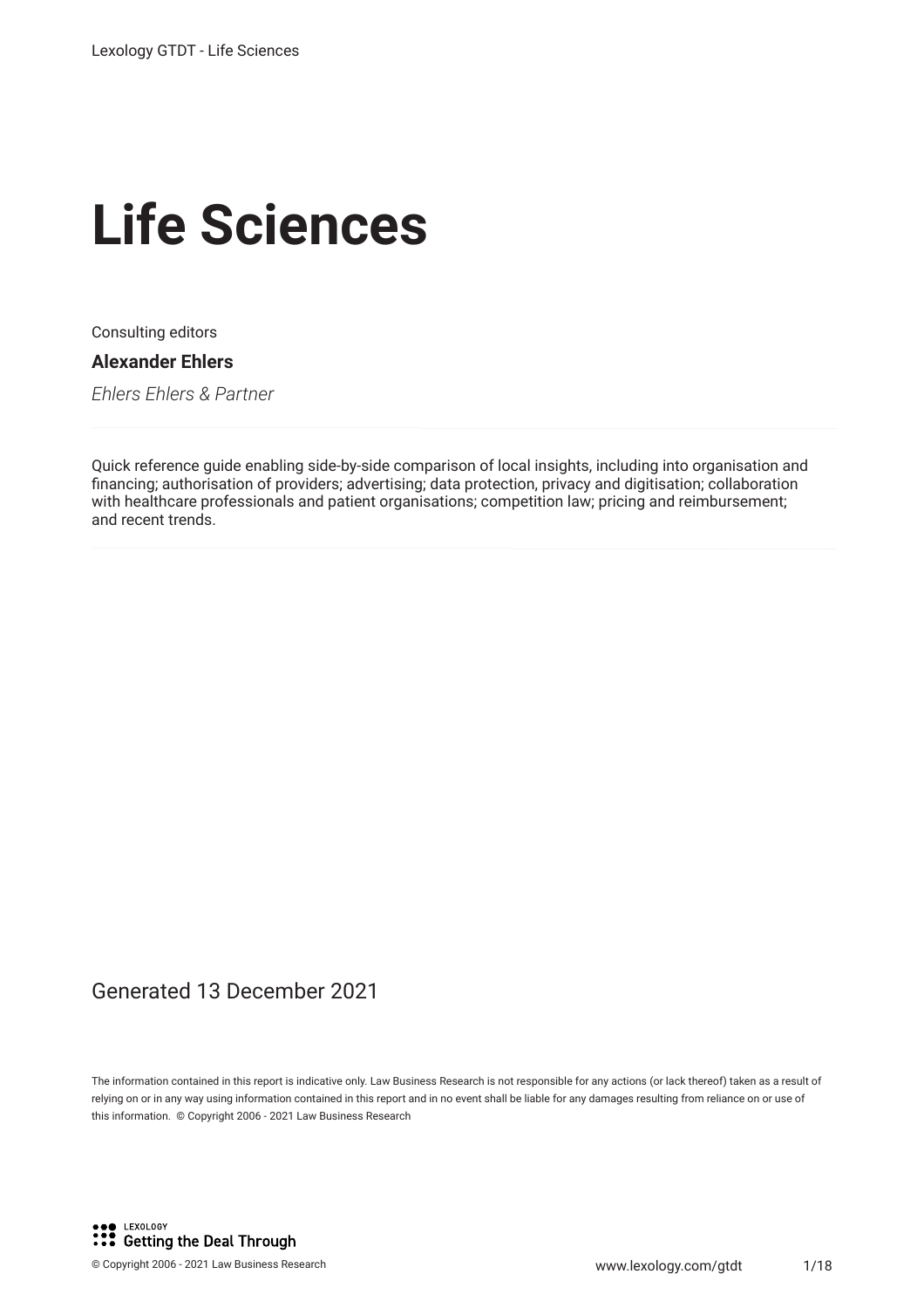# Life Sciences

Consulting editors

**Alexander Ehlers**

*Ehlers Ehlers & Partner*

Quick reference guide enabling side-by-side comparison of local insights, including into organisation and financing; authorisation of providers; advertising; data protection, privacy and digitisation; collaboration with healthcare professionals and patient organisations; competition law; pricing and reimbursement; and recent trends.

Generated 13 December 2021

The information contained in this report is indicative only. Law Business Research is not responsible for any actions (or lack thereof) taken as a result of relying on or in any way using information contained in this report and in no event shall be liable for any damages resulting from reliance on or use of this information. © Copyright 2006 - 2021 Law Business Research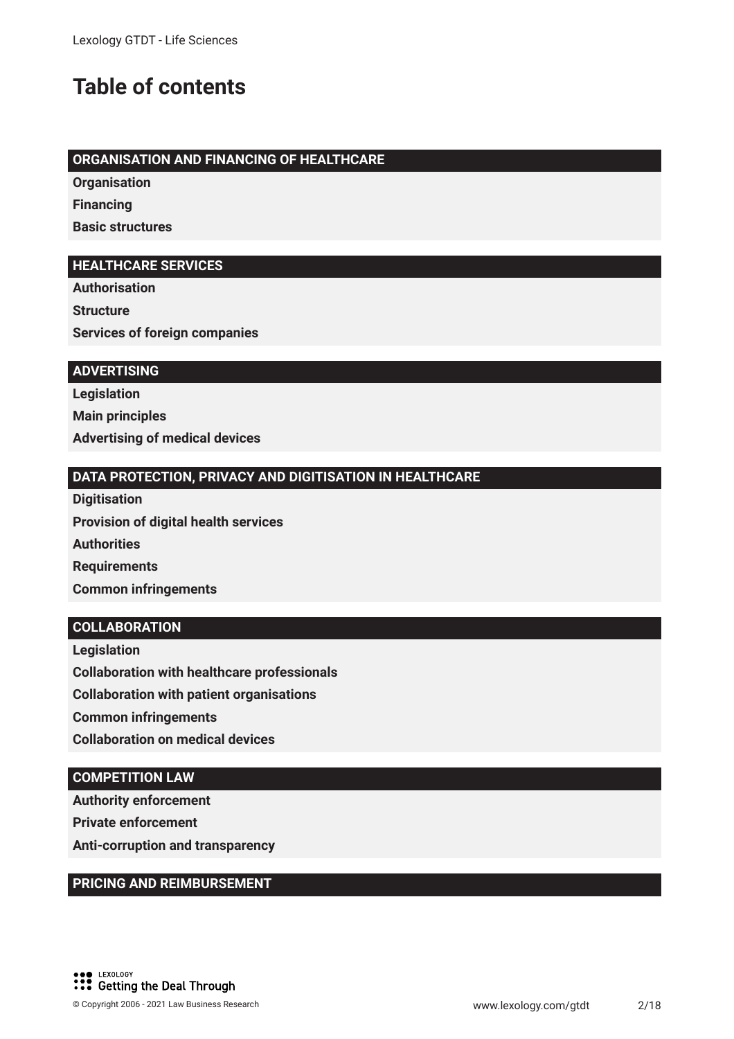# Table of contents

**ORGANISATION AND FINANCING OF HEALTHCARE**

**Organisation**

**Financing**

**Basic structures**

**HEALTHCARE SERVICES**

**Authorisation**

**Structure**

**Services of foreign companies**

**ADVERTISING**

**Legislation**

**Main principles**

**Advertising of medical devices**

**DATA PROTECTION, PRIVACY AND DIGITISATION IN HEALTHCARE**

**Digitisation**

**Provision of digital health services**

**Authorities**

**Requirements**

**Common infringements**

**COLLABORATION**

**Legislation**

**Collaboration with healthcare professionals**

**Collaboration with patient organisations**

**Common infringements**

**Collaboration on medical devices**

**COMPETITION LAW**

**Authority enforcement**

**Private enforcement**

**Anti-corruption and transparency**

**PRICING AND REIMBURSEMENT**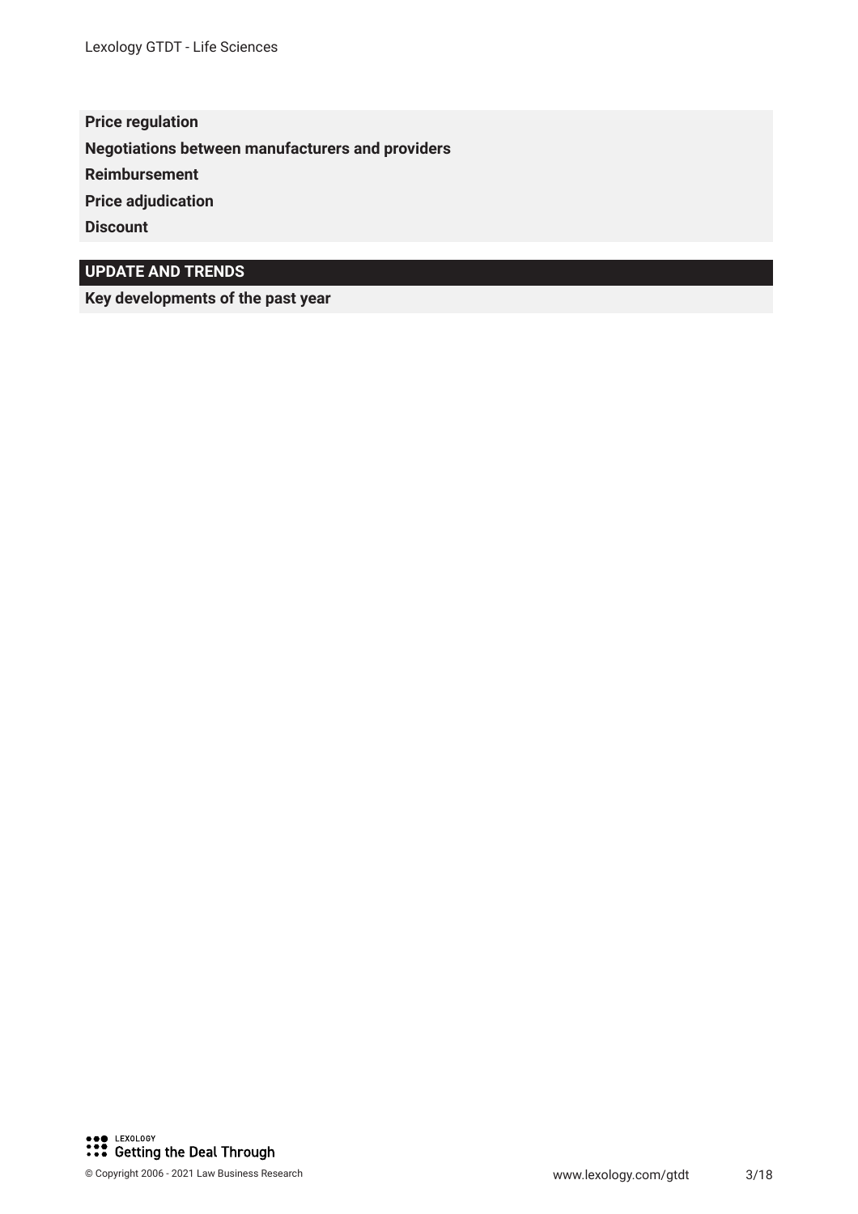**Price regulation**

**Negotiations between manufacturers and providers**

**Reimbursement**

**Price adjudication**

**Discount**

## UPDATE AND TRENDS

**Key developments of the past year**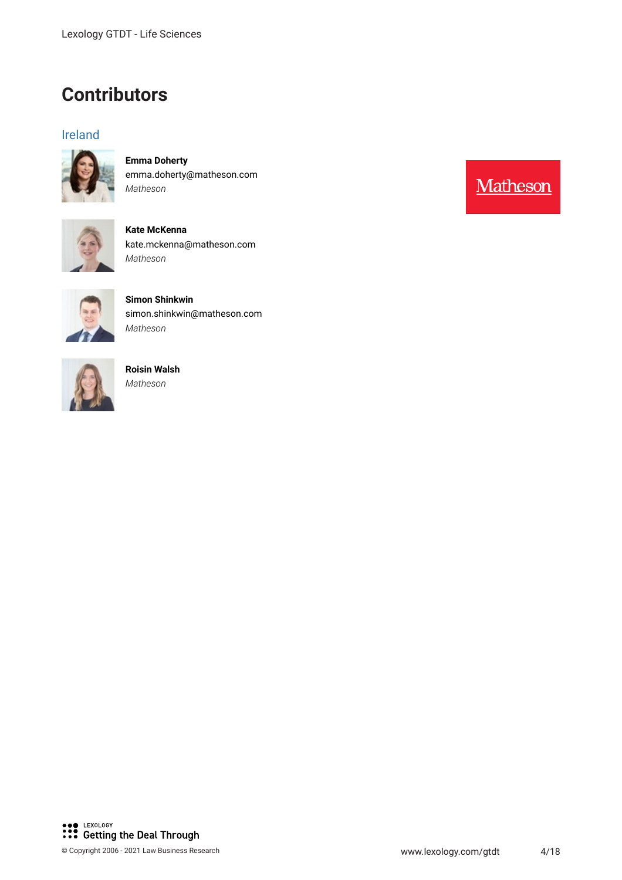# Contributors

## Ireland

**Emma Doherty**
emma.doherty@matheson.com
*Matheson*

**Kate McKenna**
kate.mckenna@matheson.com
*Matheson*

**Simon Shinkwin**
simon.shinkwin@matheson.com
*Matheson*

**Roisin Walsh**
*Matheson*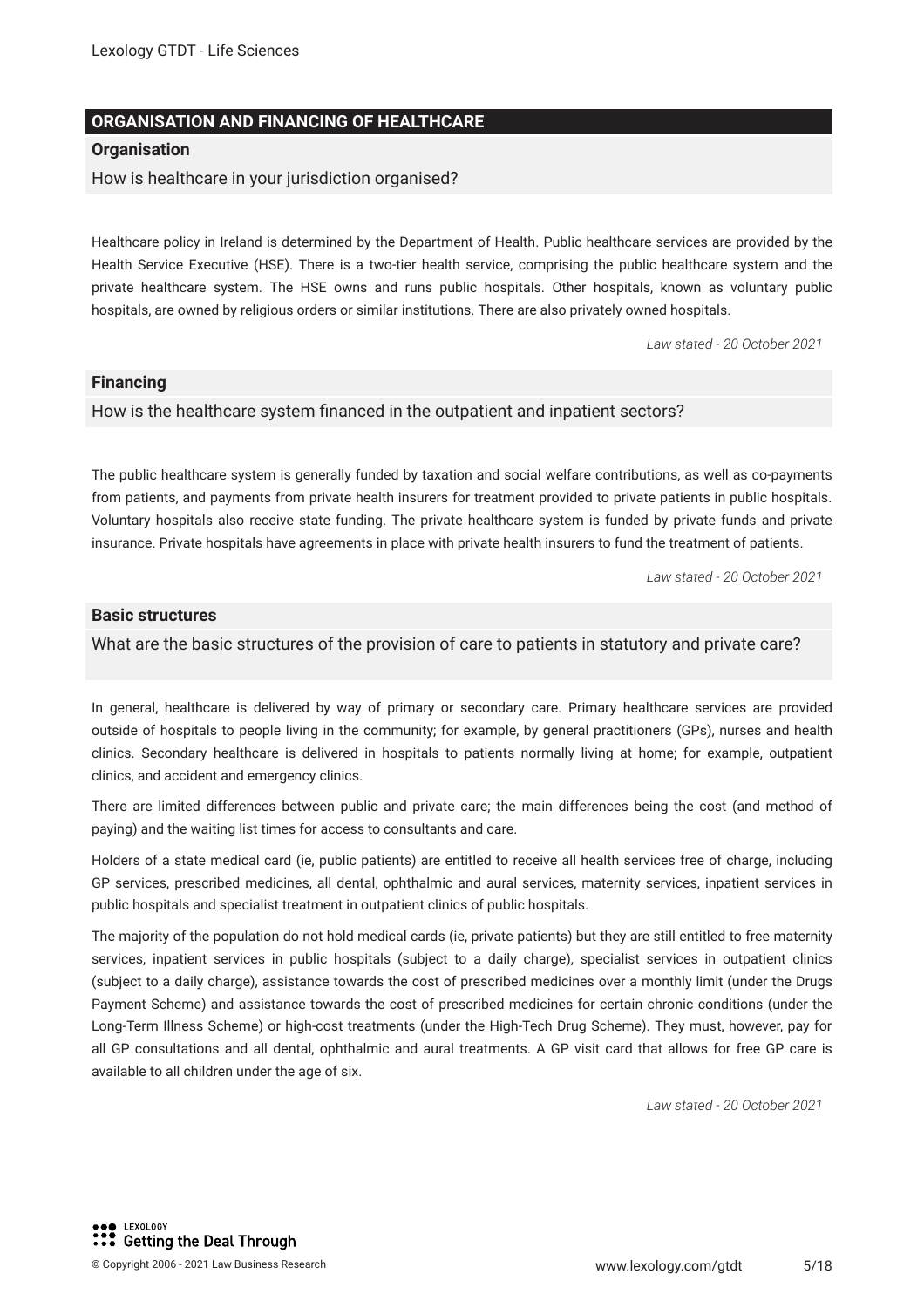## ORGANISATION AND FINANCING OF HEALTHCARE

### Organisation

How is healthcare in your jurisdiction organised?

Healthcare policy in Ireland is determined by the Department of Health. Public healthcare services are provided by the Health Service Executive (HSE). There is a two-tier health service, comprising the public healthcare system and the private healthcare system. The HSE owns and runs public hospitals. Other hospitals, known as voluntary public hospitals, are owned by religious orders or similar institutions. There are also privately owned hospitals.

*Law stated - 20 October 2021*

### Financing

How is the healthcare system financed in the outpatient and inpatient sectors?

The public healthcare system is generally funded by taxation and social welfare contributions, as well as co-payments from patients, and payments from private health insurers for treatment provided to private patients in public hospitals. Voluntary hospitals also receive state funding. The private healthcare system is funded by private funds and private insurance. Private hospitals have agreements in place with private health insurers to fund the treatment of patients.

*Law stated - 20 October 2021*

### Basic structures

What are the basic structures of the provision of care to patients in statutory and private care?

In general, healthcare is delivered by way of primary or secondary care. Primary healthcare services are provided outside of hospitals to people living in the community; for example, by general practitioners (GPs), nurses and health clinics. Secondary healthcare is delivered in hospitals to patients normally living at home; for example, outpatient clinics, and accident and emergency clinics.

There are limited differences between public and private care; the main differences being the cost (and method of paying) and the waiting list times for access to consultants and care.

Holders of a state medical card (ie, public patients) are entitled to receive all health services free of charge, including GP services, prescribed medicines, all dental, ophthalmic and aural services, maternity services, inpatient services in public hospitals and specialist treatment in outpatient clinics of public hospitals.

The majority of the population do not hold medical cards (ie, private patients) but they are still entitled to free maternity services, inpatient services in public hospitals (subject to a daily charge), specialist services in outpatient clinics (subject to a daily charge), assistance towards the cost of prescribed medicines over a monthly limit (under the Drugs Payment Scheme) and assistance towards the cost of prescribed medicines for certain chronic conditions (under the Long-Term Illness Scheme) or high-cost treatments (under the High-Tech Drug Scheme). They must, however, pay for all GP consultations and all dental, ophthalmic and aural treatments. A GP visit card that allows for free GP care is available to all children under the age of six.

*Law stated - 20 October 2021*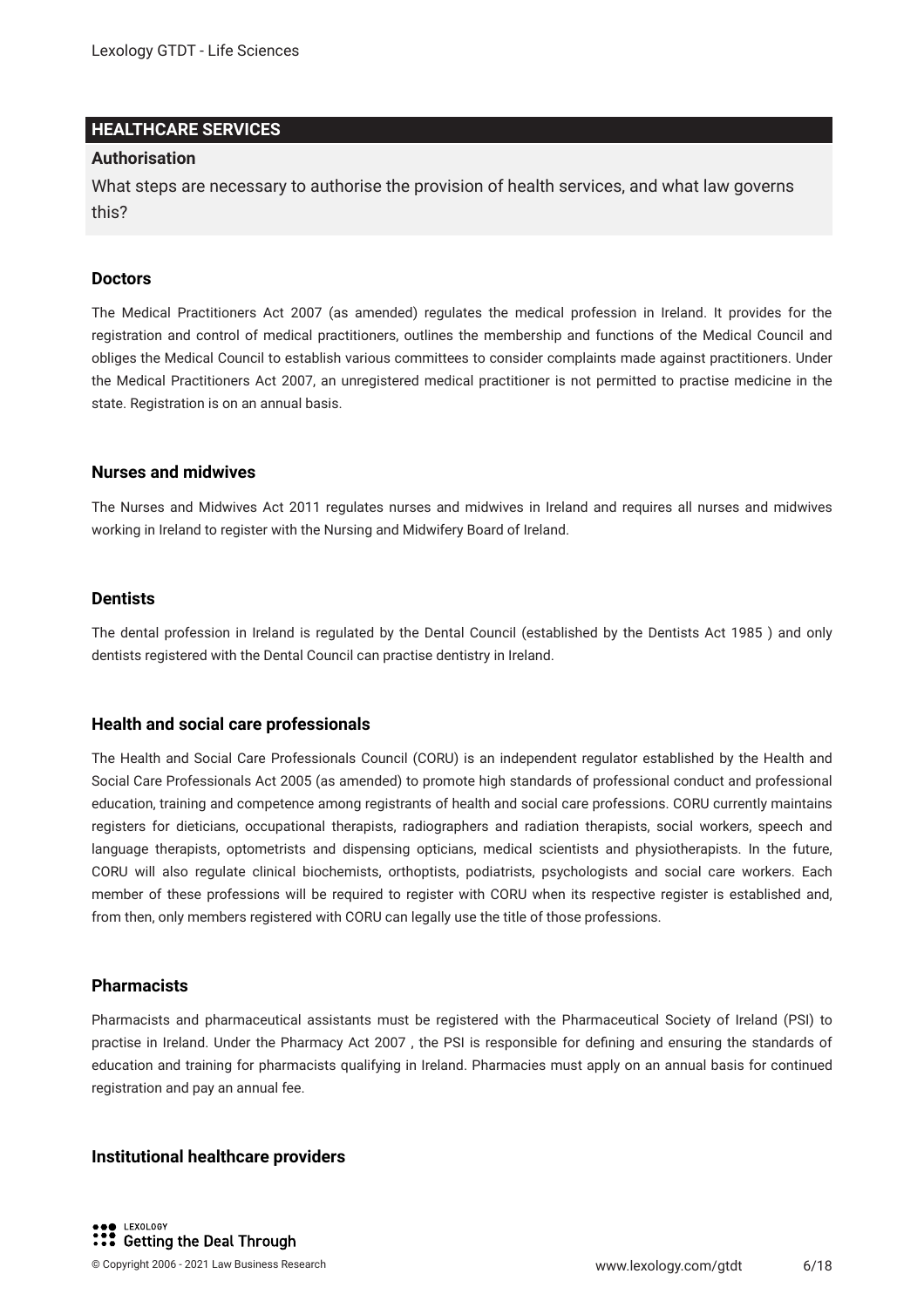## HEALTHCARE SERVICES

### Authorisation

What steps are necessary to authorise the provision of health services, and what law governs this?

#### Doctors

The Medical Practitioners Act 2007 (as amended) regulates the medical profession in Ireland. It provides for the registration and control of medical practitioners, outlines the membership and functions of the Medical Council and obliges the Medical Council to establish various committees to consider complaints made against practitioners. Under the Medical Practitioners Act 2007, an unregistered medical practitioner is not permitted to practise medicine in the state. Registration is on an annual basis.

#### Nurses and midwives

The Nurses and Midwives Act 2011 regulates nurses and midwives in Ireland and requires all nurses and midwives working in Ireland to register with the Nursing and Midwifery Board of Ireland.

#### Dentists

The dental profession in Ireland is regulated by the Dental Council (established by the Dentists Act 1985 ) and only dentists registered with the Dental Council can practise dentistry in Ireland.

#### Health and social care professionals

The Health and Social Care Professionals Council (CORU) is an independent regulator established by the Health and Social Care Professionals Act 2005 (as amended) to promote high standards of professional conduct and professional education, training and competence among registrants of health and social care professions. CORU currently maintains registers for dieticians, occupational therapists, radiographers and radiation therapists, social workers, speech and language therapists, optometrists and dispensing opticians, medical scientists and physiotherapists. In the future, CORU will also regulate clinical biochemists, orthoptists, podiatrists, psychologists and social care workers. Each member of these professions will be required to register with CORU when its respective register is established and, from then, only members registered with CORU can legally use the title of those professions.

#### Pharmacists

Pharmacists and pharmaceutical assistants must be registered with the Pharmaceutical Society of Ireland (PSI) to practise in Ireland. Under the Pharmacy Act 2007 , the PSI is responsible for defining and ensuring the standards of education and training for pharmacists qualifying in Ireland. Pharmacies must apply on an annual basis for continued registration and pay an annual fee.

#### Institutional healthcare providers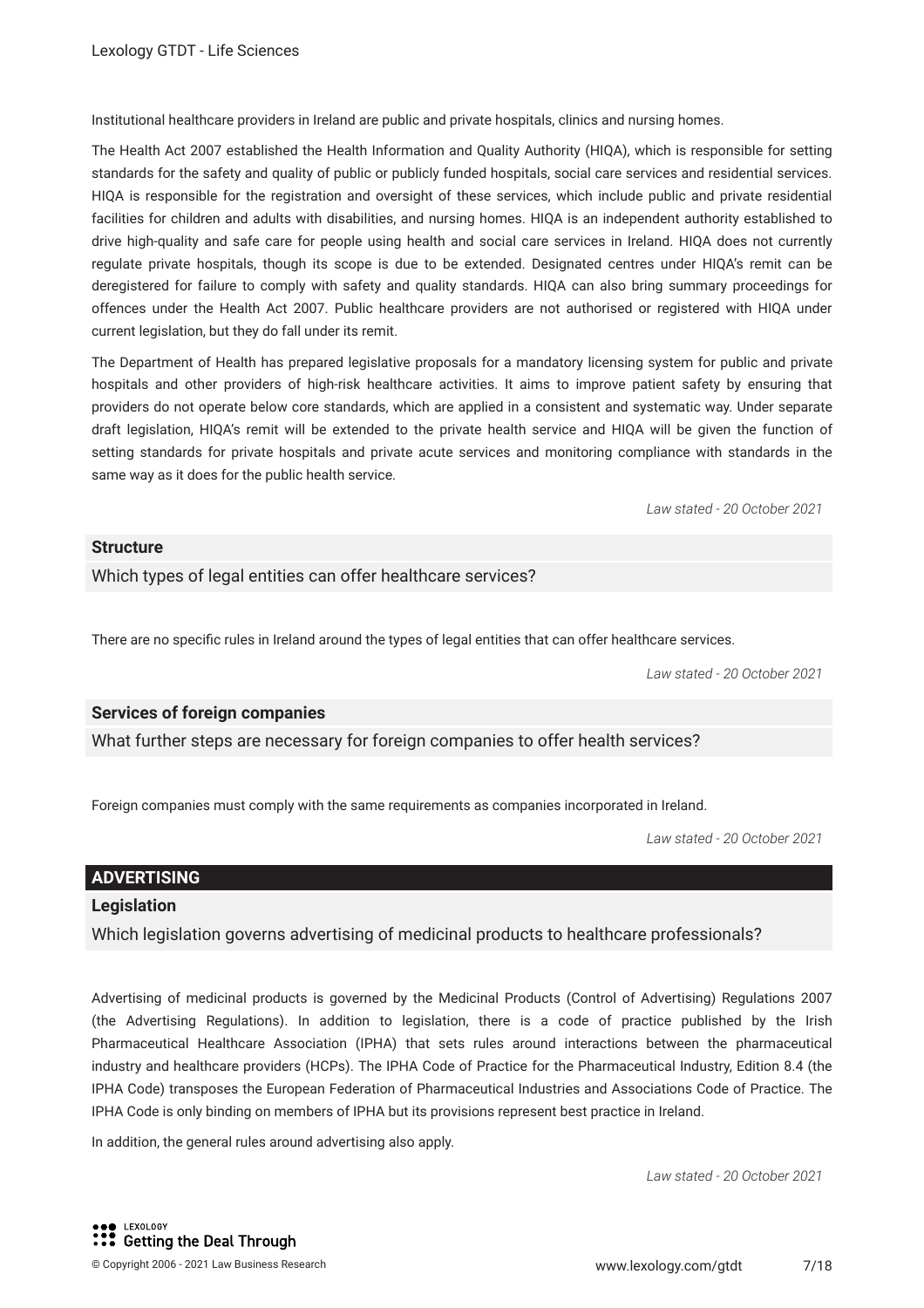Institutional healthcare providers in Ireland are public and private hospitals, clinics and nursing homes.

The Health Act 2007 established the Health Information and Quality Authority (HIQA), which is responsible for setting standards for the safety and quality of public or publicly funded hospitals, social care services and residential services. HIQA is responsible for the registration and oversight of these services, which include public and private residential facilities for children and adults with disabilities, and nursing homes. HIQA is an independent authority established to drive high-quality and safe care for people using health and social care services in Ireland. HIQA does not currently regulate private hospitals, though its scope is due to be extended. Designated centres under HIQA's remit can be deregistered for failure to comply with safety and quality standards. HIQA can also bring summary proceedings for offences under the Health Act 2007. Public healthcare providers are not authorised or registered with HIQA under current legislation, but they do fall under its remit.

The Department of Health has prepared legislative proposals for a mandatory licensing system for public and private hospitals and other providers of high-risk healthcare activities. It aims to improve patient safety by ensuring that providers do not operate below core standards, which are applied in a consistent and systematic way. Under separate draft legislation, HIQA's remit will be extended to the private health service and HIQA will be given the function of setting standards for private hospitals and private acute services and monitoring compliance with standards in the same way as it does for the public health service.

*Law stated - 20 October 2021*

### Structure

Which types of legal entities can offer healthcare services?

There are no specific rules in Ireland around the types of legal entities that can offer healthcare services.

*Law stated - 20 October 2021*

### Services of foreign companies

What further steps are necessary for foreign companies to offer health services?

Foreign companies must comply with the same requirements as companies incorporated in Ireland.

*Law stated - 20 October 2021*

## ADVERTISING

### Legislation

Which legislation governs advertising of medicinal products to healthcare professionals?

Advertising of medicinal products is governed by the Medicinal Products (Control of Advertising) Regulations 2007 (the Advertising Regulations). In addition to legislation, there is a code of practice published by the Irish Pharmaceutical Healthcare Association (IPHA) that sets rules around interactions between the pharmaceutical industry and healthcare providers (HCPs). The IPHA Code of Practice for the Pharmaceutical Industry, Edition 8.4 (the IPHA Code) transposes the European Federation of Pharmaceutical Industries and Associations Code of Practice. The IPHA Code is only binding on members of IPHA but its provisions represent best practice in Ireland.

In addition, the general rules around advertising also apply.

*Law stated - 20 October 2021*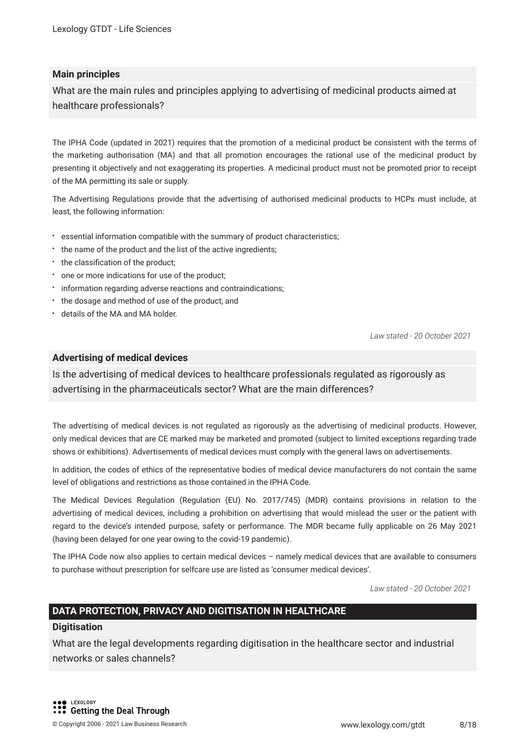### Main principles

What are the main rules and principles applying to advertising of medicinal products aimed at healthcare professionals?

The IPHA Code (updated in 2021) requires that the promotion of a medicinal product be consistent with the terms of the marketing authorisation (MA) and that all promotion encourages the rational use of the medicinal product by presenting it objectively and not exaggerating its properties. A medicinal product must not be promoted prior to receipt of the MA permitting its sale or supply.

The Advertising Regulations provide that the advertising of authorised medicinal products to HCPs must include, at least, the following information:

- essential information compatible with the summary of product characteristics;
- the name of the product and the list of the active ingredients;
- the classification of the product;
- one or more indications for use of the product;
- information regarding adverse reactions and contraindications;
- the dosage and method of use of the product; and
- details of the MA and MA holder.

*Law stated - 20 October 2021*

### Advertising of medical devices

Is the advertising of medical devices to healthcare professionals regulated as rigorously as advertising in the pharmaceuticals sector? What are the main differences?

The advertising of medical devices is not regulated as rigorously as the advertising of medicinal products. However, only medical devices that are CE marked may be marketed and promoted (subject to limited exceptions regarding trade shows or exhibitions). Advertisements of medical devices must comply with the general laws on advertisements.

In addition, the codes of ethics of the representative bodies of medical device manufacturers do not contain the same level of obligations and restrictions as those contained in the IPHA Code.

The Medical Devices Regulation (Regulation (EU) No. 2017/745) (MDR) contains provisions in relation to the advertising of medical devices, including a prohibition on advertising that would mislead the user or the patient with regard to the device's intended purpose, safety or performance. The MDR became fully applicable on 26 May 2021 (having been delayed for one year owing to the covid-19 pandemic).

The IPHA Code now also applies to certain medical devices – namely medical devices that are available to consumers to purchase without prescription for selfcare use are listed as 'consumer medical devices'.

*Law stated - 20 October 2021*

## DATA PROTECTION, PRIVACY AND DIGITISATION IN HEALTHCARE

### Digitisation

What are the legal developments regarding digitisation in the healthcare sector and industrial networks or sales channels?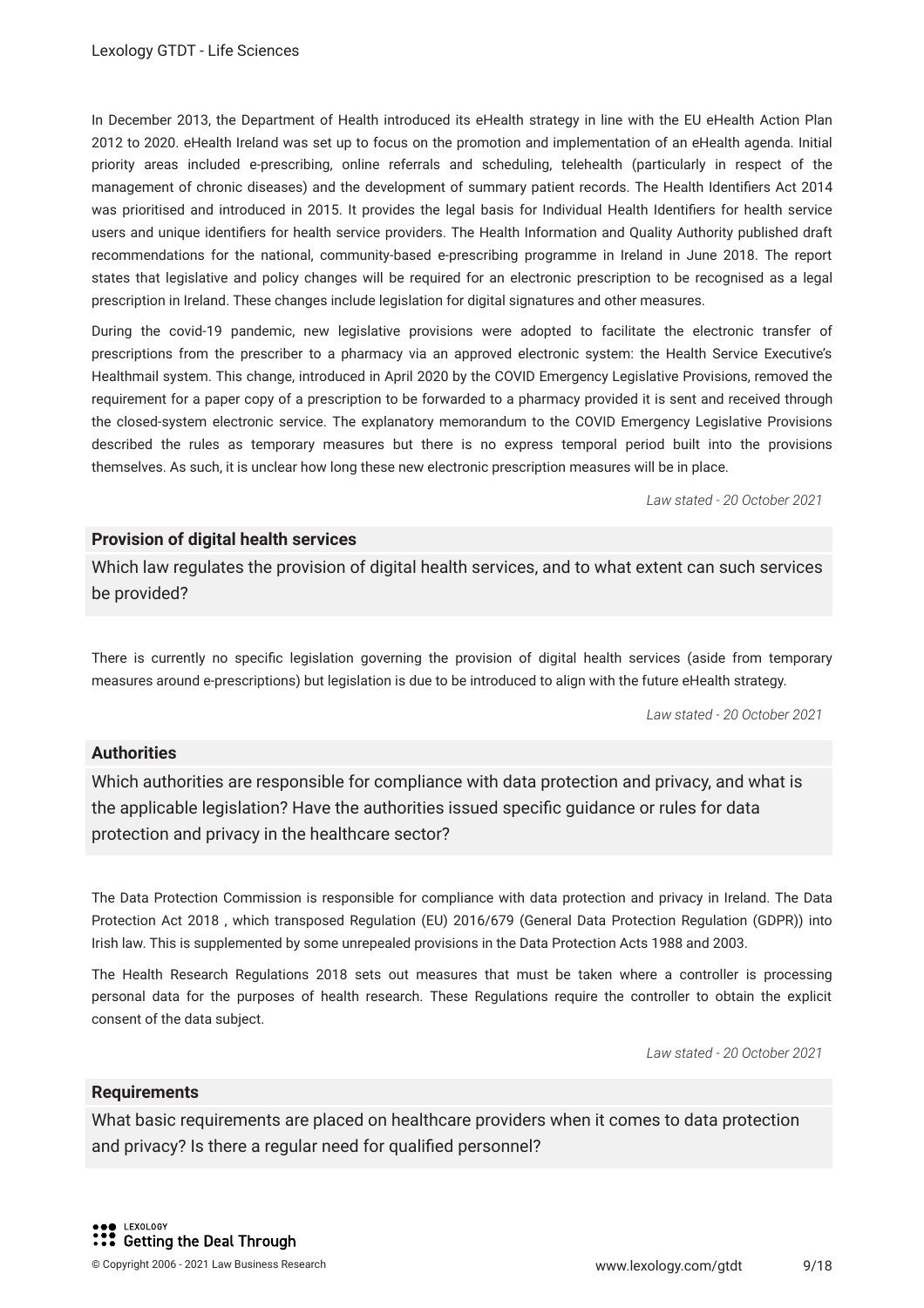In December 2013, the Department of Health introduced its eHealth strategy in line with the EU eHealth Action Plan 2012 to 2020. eHealth Ireland was set up to focus on the promotion and implementation of an eHealth agenda. Initial priority areas included e-prescribing, online referrals and scheduling, telehealth (particularly in respect of the management of chronic diseases) and the development of summary patient records. The Health Identifiers Act 2014 was prioritised and introduced in 2015. It provides the legal basis for Individual Health Identifiers for health service users and unique identifiers for health service providers. The Health Information and Quality Authority published draft recommendations for the national, community-based e-prescribing programme in Ireland in June 2018. The report states that legislative and policy changes will be required for an electronic prescription to be recognised as a legal prescription in Ireland. These changes include legislation for digital signatures and other measures.

During the covid-19 pandemic, new legislative provisions were adopted to facilitate the electronic transfer of prescriptions from the prescriber to a pharmacy via an approved electronic system: the Health Service Executive's Healthmail system. This change, introduced in April 2020 by the COVID Emergency Legislative Provisions, removed the requirement for a paper copy of a prescription to be forwarded to a pharmacy provided it is sent and received through the closed-system electronic service. The explanatory memorandum to the COVID Emergency Legislative Provisions described the rules as temporary measures but there is no express temporal period built into the provisions themselves. As such, it is unclear how long these new electronic prescription measures will be in place.

*Law stated - 20 October 2021*

**Provision of digital health services**

Which law regulates the provision of digital health services, and to what extent can such services be provided?

There is currently no specific legislation governing the provision of digital health services (aside from temporary measures around e-prescriptions) but legislation is due to be introduced to align with the future eHealth strategy.

*Law stated - 20 October 2021*

**Authorities**

Which authorities are responsible for compliance with data protection and privacy, and what is the applicable legislation? Have the authorities issued specific guidance or rules for data protection and privacy in the healthcare sector?

The Data Protection Commission is responsible for compliance with data protection and privacy in Ireland. The Data Protection Act 2018 , which transposed Regulation (EU) 2016/679 (General Data Protection Regulation (GDPR)) into Irish law. This is supplemented by some unrepealed provisions in the Data Protection Acts 1988 and 2003.

The Health Research Regulations 2018 sets out measures that must be taken where a controller is processing personal data for the purposes of health research. These Regulations require the controller to obtain the explicit consent of the data subject.

*Law stated - 20 October 2021*

**Requirements**

What basic requirements are placed on healthcare providers when it comes to data protection and privacy? Is there a regular need for qualified personnel?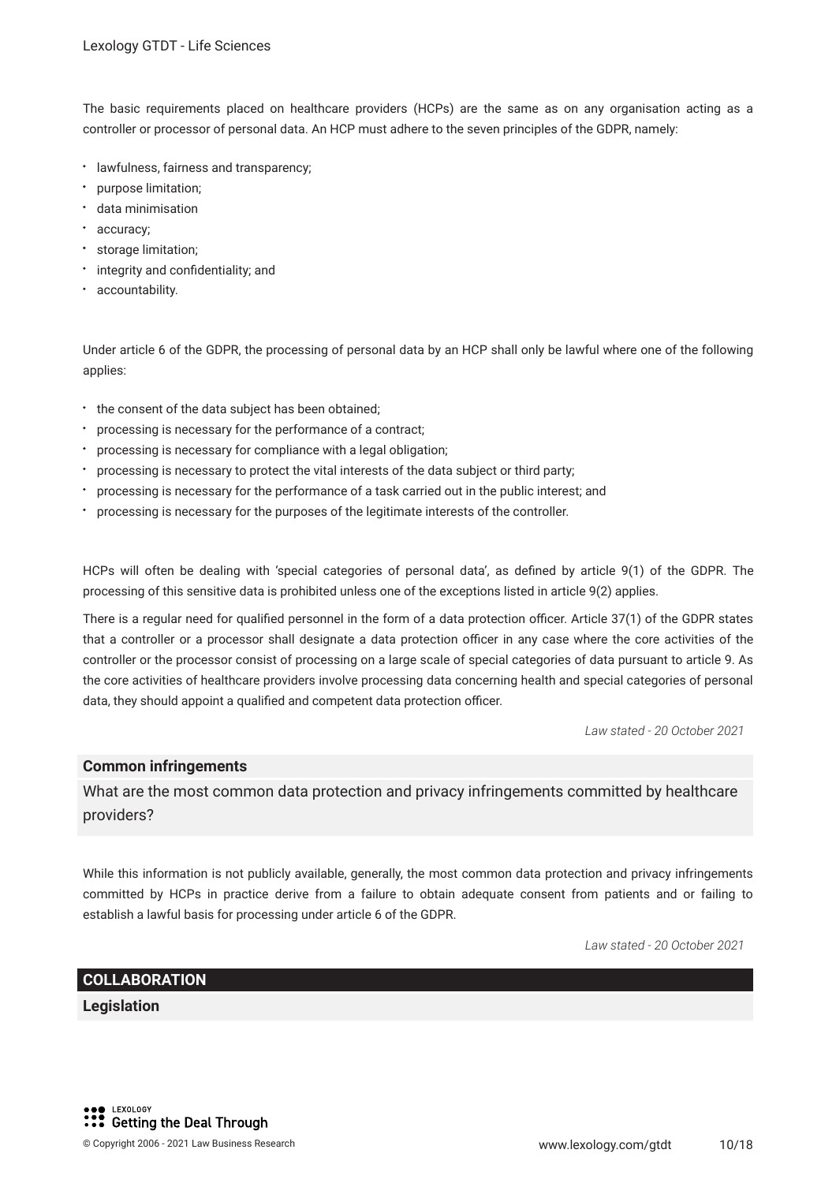The basic requirements placed on healthcare providers (HCPs) are the same as on any organisation acting as a controller or processor of personal data. An HCP must adhere to the seven principles of the GDPR, namely:

- lawfulness, fairness and transparency;
- purpose limitation;
- data minimisation
- accuracy;
- storage limitation;
- integrity and confidentiality; and
- accountability.

Under article 6 of the GDPR, the processing of personal data by an HCP shall only be lawful where one of the following applies:

- the consent of the data subject has been obtained;
- processing is necessary for the performance of a contract;
- processing is necessary for compliance with a legal obligation;
- processing is necessary to protect the vital interests of the data subject or third party;
- processing is necessary for the performance of a task carried out in the public interest; and
- processing is necessary for the purposes of the legitimate interests of the controller.

HCPs will often be dealing with 'special categories of personal data', as defined by article 9(1) of the GDPR. The processing of this sensitive data is prohibited unless one of the exceptions listed in article 9(2) applies.

There is a regular need for qualified personnel in the form of a data protection officer. Article 37(1) of the GDPR states that a controller or a processor shall designate a data protection officer in any case where the core activities of the controller or the processor consist of processing on a large scale of special categories of data pursuant to article 9. As the core activities of healthcare providers involve processing data concerning health and special categories of personal data, they should appoint a qualified and competent data protection officer.

*Law stated - 20 October 2021*

### Common infringements

What are the most common data protection and privacy infringements committed by healthcare providers?

While this information is not publicly available, generally, the most common data protection and privacy infringements committed by HCPs in practice derive from a failure to obtain adequate consent from patients and or failing to establish a lawful basis for processing under article 6 of the GDPR.

*Law stated - 20 October 2021*

## COLLABORATION

### Legislation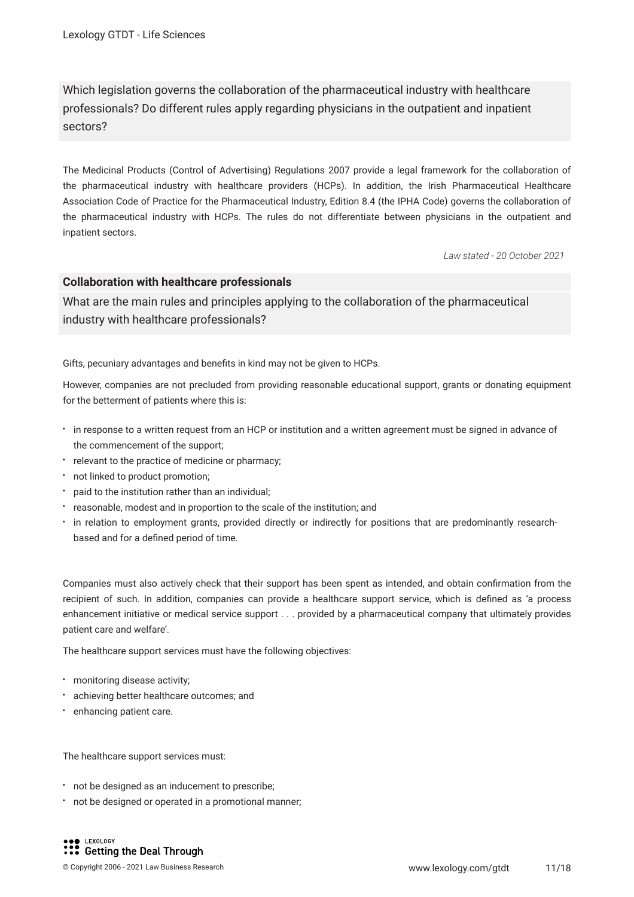Which legislation governs the collaboration of the pharmaceutical industry with healthcare professionals? Do different rules apply regarding physicians in the outpatient and inpatient sectors?

The Medicinal Products (Control of Advertising) Regulations 2007 provide a legal framework for the collaboration of the pharmaceutical industry with healthcare providers (HCPs). In addition, the Irish Pharmaceutical Healthcare Association Code of Practice for the Pharmaceutical Industry, Edition 8.4 (the IPHA Code) governs the collaboration of the pharmaceutical industry with HCPs. The rules do not differentiate between physicians in the outpatient and inpatient sectors.

*Law stated - 20 October 2021*

## Collaboration with healthcare professionals

What are the main rules and principles applying to the collaboration of the pharmaceutical industry with healthcare professionals?

Gifts, pecuniary advantages and benefits in kind may not be given to HCPs.

However, companies are not precluded from providing reasonable educational support, grants or donating equipment for the betterment of patients where this is:

- in response to a written request from an HCP or institution and a written agreement must be signed in advance of the commencement of the support;
- relevant to the practice of medicine or pharmacy;
- not linked to product promotion;
- paid to the institution rather than an individual;
- reasonable, modest and in proportion to the scale of the institution; and
- in relation to employment grants, provided directly or indirectly for positions that are predominantly research-based and for a defined period of time.

Companies must also actively check that their support has been spent as intended, and obtain confirmation from the recipient of such. In addition, companies can provide a healthcare support service, which is defined as 'a process enhancement initiative or medical service support . . . provided by a pharmaceutical company that ultimately provides patient care and welfare'.

The healthcare support services must have the following objectives:

- monitoring disease activity;
- achieving better healthcare outcomes; and
- enhancing patient care.

The healthcare support services must:

- not be designed as an inducement to prescribe;
- not be designed or operated in a promotional manner;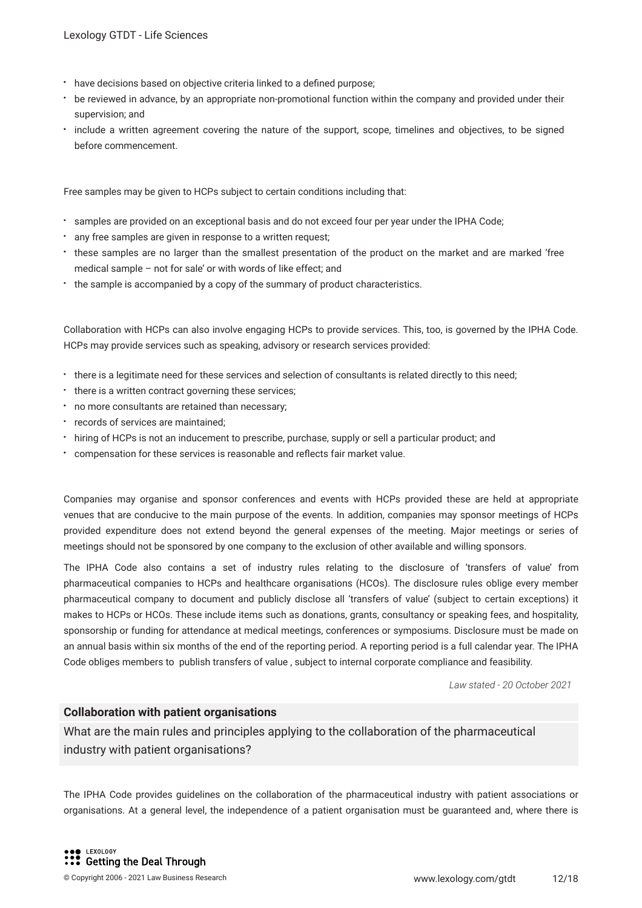- have decisions based on objective criteria linked to a defined purpose;
- be reviewed in advance, by an appropriate non-promotional function within the company and provided under their supervision; and
- include a written agreement covering the nature of the support, scope, timelines and objectives, to be signed before commencement.

Free samples may be given to HCPs subject to certain conditions including that:

- samples are provided on an exceptional basis and do not exceed four per year under the IPHA Code;
- any free samples are given in response to a written request;
- these samples are no larger than the smallest presentation of the product on the market and are marked 'free medical sample – not for sale' or with words of like effect; and
- the sample is accompanied by a copy of the summary of product characteristics.

Collaboration with HCPs can also involve engaging HCPs to provide services. This, too, is governed by the IPHA Code. HCPs may provide services such as speaking, advisory or research services provided:

- there is a legitimate need for these services and selection of consultants is related directly to this need;
- there is a written contract governing these services;
- no more consultants are retained than necessary;
- records of services are maintained;
- hiring of HCPs is not an inducement to prescribe, purchase, supply or sell a particular product; and
- compensation for these services is reasonable and reflects fair market value.

Companies may organise and sponsor conferences and events with HCPs provided these are held at appropriate venues that are conducive to the main purpose of the events. In addition, companies may sponsor meetings of HCPs provided expenditure does not extend beyond the general expenses of the meeting. Major meetings or series of meetings should not be sponsored by one company to the exclusion of other available and willing sponsors.

The IPHA Code also contains a set of industry rules relating to the disclosure of 'transfers of value' from pharmaceutical companies to HCPs and healthcare organisations (HCOs). The disclosure rules oblige every member pharmaceutical company to document and publicly disclose all 'transfers of value' (subject to certain exceptions) it makes to HCPs or HCOs. These include items such as donations, grants, consultancy or speaking fees, and hospitality, sponsorship or funding for attendance at medical meetings, conferences or symposiums. Disclosure must be made on an annual basis within six months of the end of the reporting period. A reporting period is a full calendar year. The IPHA Code obliges members to publish transfers of value , subject to internal corporate compliance and feasibility.

*Law stated - 20 October 2021*

**Collaboration with patient organisations**

What are the main rules and principles applying to the collaboration of the pharmaceutical industry with patient organisations?

The IPHA Code provides guidelines on the collaboration of the pharmaceutical industry with patient associations or organisations. At a general level, the independence of a patient organisation must be guaranteed and, where there is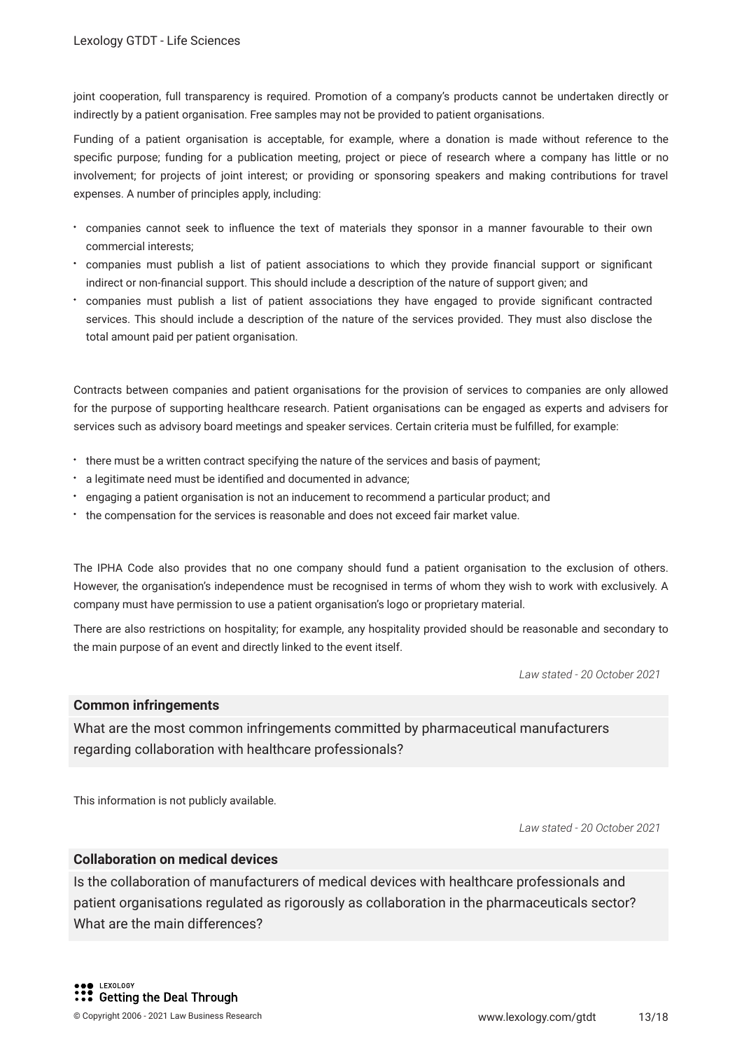joint cooperation, full transparency is required. Promotion of a company's products cannot be undertaken directly or indirectly by a patient organisation. Free samples may not be provided to patient organisations.

Funding of a patient organisation is acceptable, for example, where a donation is made without reference to the specific purpose; funding for a publication meeting, project or piece of research where a company has little or no involvement; for projects of joint interest; or providing or sponsoring speakers and making contributions for travel expenses. A number of principles apply, including:

- companies cannot seek to influence the text of materials they sponsor in a manner favourable to their own commercial interests;
- companies must publish a list of patient associations to which they provide financial support or significant indirect or non-financial support. This should include a description of the nature of support given; and
- companies must publish a list of patient associations they have engaged to provide significant contracted services. This should include a description of the nature of the services provided. They must also disclose the total amount paid per patient organisation.

Contracts between companies and patient organisations for the provision of services to companies are only allowed for the purpose of supporting healthcare research. Patient organisations can be engaged as experts and advisers for services such as advisory board meetings and speaker services. Certain criteria must be fulfilled, for example:

- there must be a written contract specifying the nature of the services and basis of payment;
- a legitimate need must be identified and documented in advance;
- engaging a patient organisation is not an inducement to recommend a particular product; and
- the compensation for the services is reasonable and does not exceed fair market value.

The IPHA Code also provides that no one company should fund a patient organisation to the exclusion of others. However, the organisation's independence must be recognised in terms of whom they wish to work with exclusively. A company must have permission to use a patient organisation's logo or proprietary material.

There are also restrictions on hospitality; for example, any hospitality provided should be reasonable and secondary to the main purpose of an event and directly linked to the event itself.

*Law stated - 20 October 2021*

**Common infringements**

What are the most common infringements committed by pharmaceutical manufacturers regarding collaboration with healthcare professionals?

This information is not publicly available.

*Law stated - 20 October 2021*

**Collaboration on medical devices**

Is the collaboration of manufacturers of medical devices with healthcare professionals and patient organisations regulated as rigorously as collaboration in the pharmaceuticals sector? What are the main differences?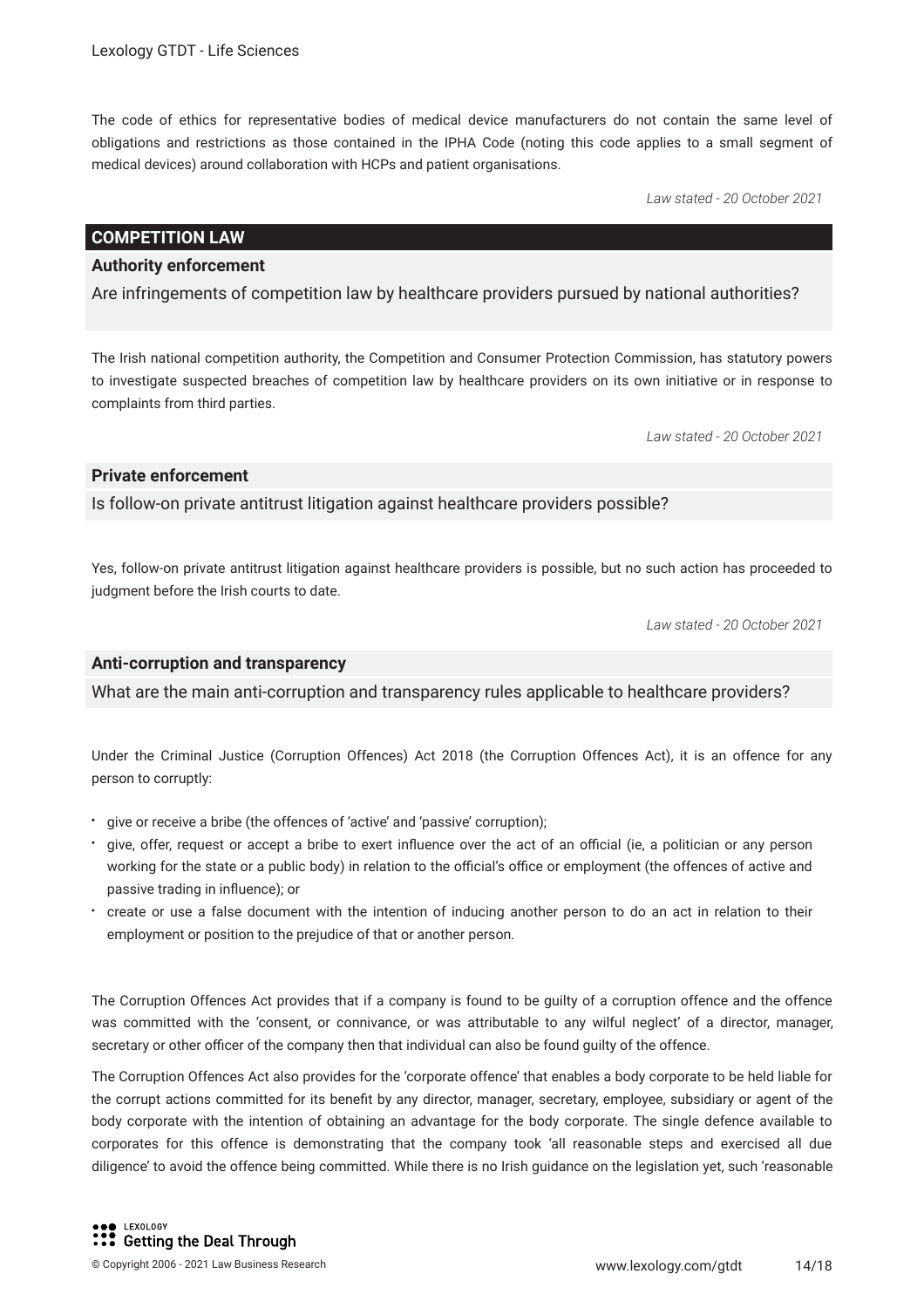The code of ethics for representative bodies of medical device manufacturers do not contain the same level of obligations and restrictions as those contained in the IPHA Code (noting this code applies to a small segment of medical devices) around collaboration with HCPs and patient organisations.

*Law stated - 20 October 2021*

## COMPETITION LAW

### Authority enforcement

Are infringements of competition law by healthcare providers pursued by national authorities?

The Irish national competition authority, the Competition and Consumer Protection Commission, has statutory powers to investigate suspected breaches of competition law by healthcare providers on its own initiative or in response to complaints from third parties.

*Law stated - 20 October 2021*

### Private enforcement

Is follow-on private antitrust litigation against healthcare providers possible?

Yes, follow-on private antitrust litigation against healthcare providers is possible, but no such action has proceeded to judgment before the Irish courts to date.

*Law stated - 20 October 2021*

### Anti-corruption and transparency

What are the main anti-corruption and transparency rules applicable to healthcare providers?

Under the Criminal Justice (Corruption Offences) Act 2018 (the Corruption Offences Act), it is an offence for any person to corruptly:

- give or receive a bribe (the offences of 'active' and 'passive' corruption);
- give, offer, request or accept a bribe to exert influence over the act of an official (ie, a politician or any person working for the state or a public body) in relation to the official's office or employment (the offences of active and passive trading in influence); or
- create or use a false document with the intention of inducing another person to do an act in relation to their employment or position to the prejudice of that or another person.

The Corruption Offences Act provides that if a company is found to be guilty of a corruption offence and the offence was committed with the 'consent, or connivance, or was attributable to any wilful neglect' of a director, manager, secretary or other officer of the company then that individual can also be found guilty of the offence.

The Corruption Offences Act also provides for the 'corporate offence' that enables a body corporate to be held liable for the corrupt actions committed for its benefit by any director, manager, secretary, employee, subsidiary or agent of the body corporate with the intention of obtaining an advantage for the body corporate. The single defence available to corporates for this offence is demonstrating that the company took 'all reasonable steps and exercised all due diligence' to avoid the offence being committed. While there is no Irish guidance on the legislation yet, such 'reasonable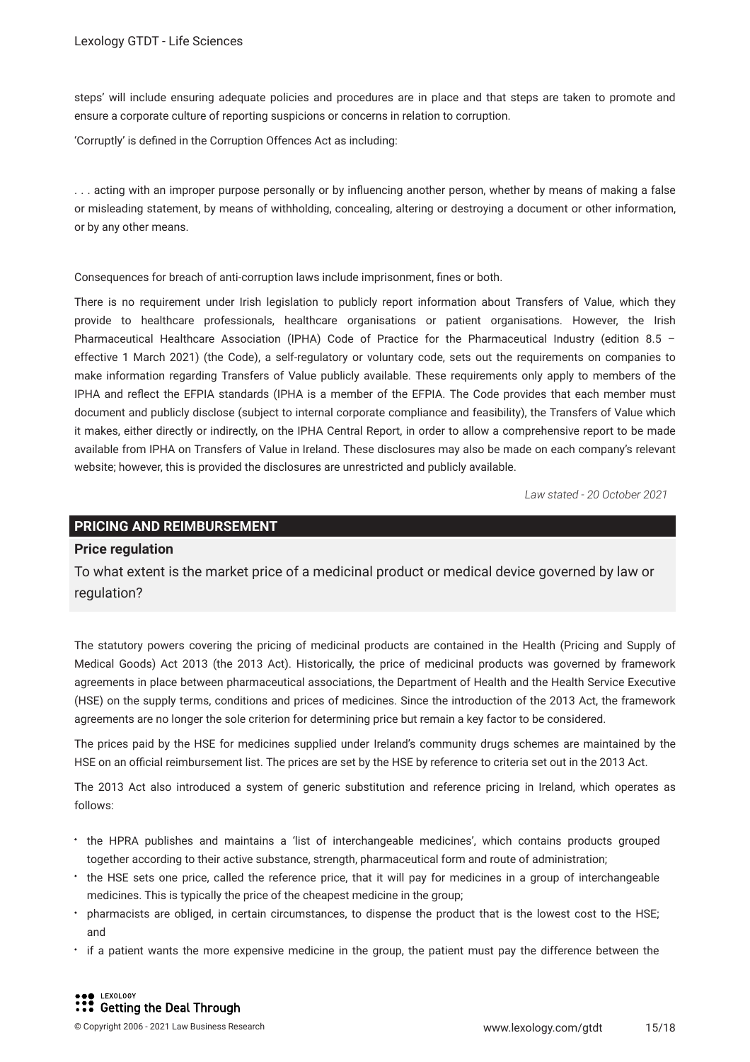steps' will include ensuring adequate policies and procedures are in place and that steps are taken to promote and ensure a corporate culture of reporting suspicions or concerns in relation to corruption.

'Corruptly' is defined in the Corruption Offences Act as including:

> . . . acting with an improper purpose personally or by influencing another person, whether by means of making a false or misleading statement, by means of withholding, concealing, altering or destroying a document or other information, or by any other means.

Consequences for breach of anti-corruption laws include imprisonment, fines or both.

There is no requirement under Irish legislation to publicly report information about Transfers of Value, which they provide to healthcare professionals, healthcare organisations or patient organisations. However, the Irish Pharmaceutical Healthcare Association (IPHA) Code of Practice for the Pharmaceutical Industry (edition 8.5 – effective 1 March 2021) (the Code), a self-regulatory or voluntary code, sets out the requirements on companies to make information regarding Transfers of Value publicly available. These requirements only apply to members of the IPHA and reflect the EFPIA standards (IPHA is a member of the EFPIA. The Code provides that each member must document and publicly disclose (subject to internal corporate compliance and feasibility), the Transfers of Value which it makes, either directly or indirectly, on the IPHA Central Report, in order to allow a comprehensive report to be made available from IPHA on Transfers of Value in Ireland. These disclosures may also be made on each company's relevant website; however, this is provided the disclosures are unrestricted and publicly available.

*Law stated - 20 October 2021*

## PRICING AND REIMBURSEMENT

### Price regulation

To what extent is the market price of a medicinal product or medical device governed by law or regulation?

The statutory powers covering the pricing of medicinal products are contained in the Health (Pricing and Supply of Medical Goods) Act 2013 (the 2013 Act). Historically, the price of medicinal products was governed by framework agreements in place between pharmaceutical associations, the Department of Health and the Health Service Executive (HSE) on the supply terms, conditions and prices of medicines. Since the introduction of the 2013 Act, the framework agreements are no longer the sole criterion for determining price but remain a key factor to be considered.

The prices paid by the HSE for medicines supplied under Ireland's community drugs schemes are maintained by the HSE on an official reimbursement list. The prices are set by the HSE by reference to criteria set out in the 2013 Act.

The 2013 Act also introduced a system of generic substitution and reference pricing in Ireland, which operates as follows:

- the HPRA publishes and maintains a 'list of interchangeable medicines', which contains products grouped together according to their active substance, strength, pharmaceutical form and route of administration;
- the HSE sets one price, called the reference price, that it will pay for medicines in a group of interchangeable medicines. This is typically the price of the cheapest medicine in the group;
- pharmacists are obliged, in certain circumstances, to dispense the product that is the lowest cost to the HSE; and
- if a patient wants the more expensive medicine in the group, the patient must pay the difference between the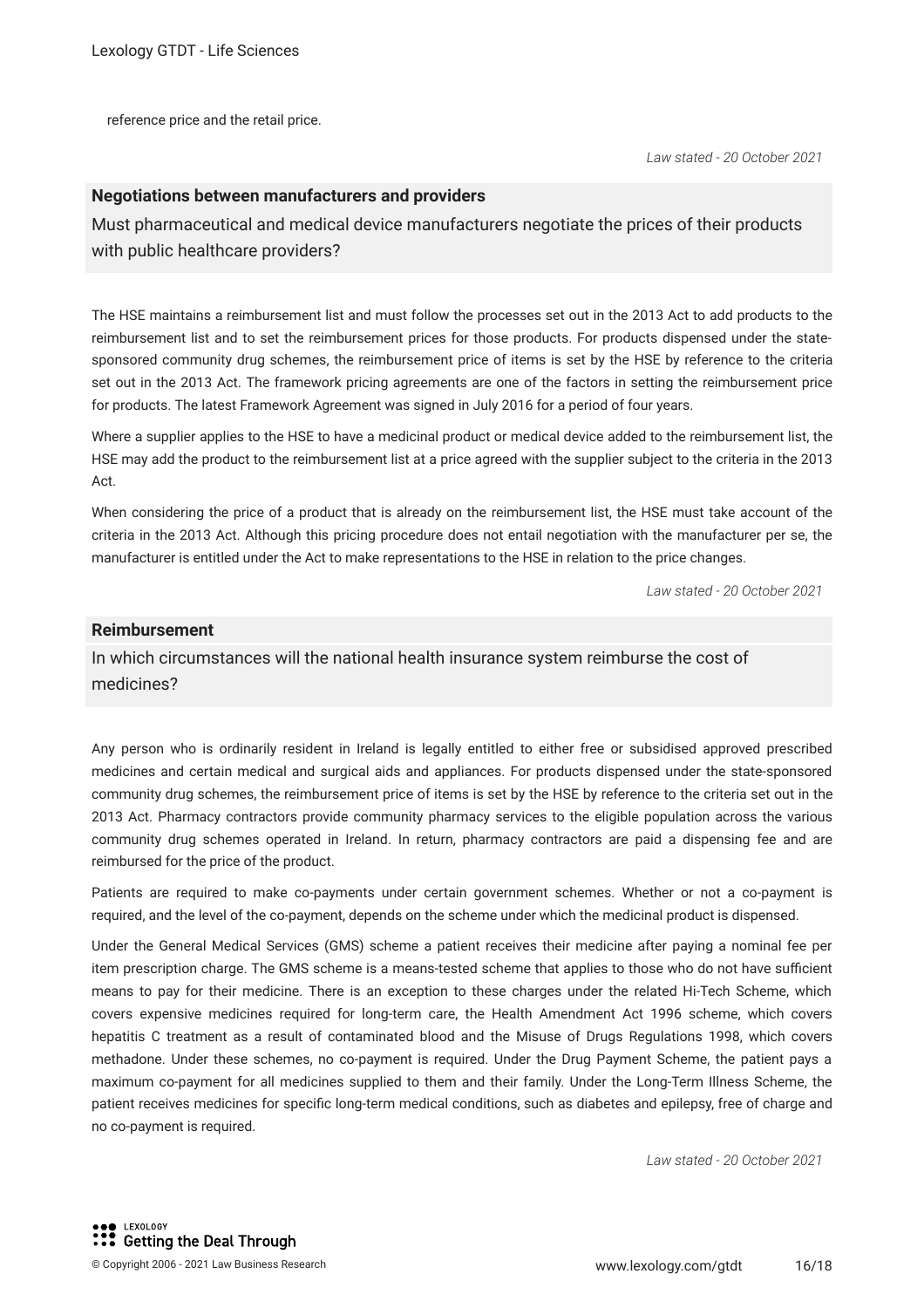reference price and the retail price.

*Law stated - 20 October 2021*

### Negotiations between manufacturers and providers

Must pharmaceutical and medical device manufacturers negotiate the prices of their products with public healthcare providers?

The HSE maintains a reimbursement list and must follow the processes set out in the 2013 Act to add products to the reimbursement list and to set the reimbursement prices for those products. For products dispensed under the state-sponsored community drug schemes, the reimbursement price of items is set by the HSE by reference to the criteria set out in the 2013 Act. The framework pricing agreements are one of the factors in setting the reimbursement price for products. The latest Framework Agreement was signed in July 2016 for a period of four years.

Where a supplier applies to the HSE to have a medicinal product or medical device added to the reimbursement list, the HSE may add the product to the reimbursement list at a price agreed with the supplier subject to the criteria in the 2013 Act.

When considering the price of a product that is already on the reimbursement list, the HSE must take account of the criteria in the 2013 Act. Although this pricing procedure does not entail negotiation with the manufacturer per se, the manufacturer is entitled under the Act to make representations to the HSE in relation to the price changes.

*Law stated - 20 October 2021*

### Reimbursement

In which circumstances will the national health insurance system reimburse the cost of medicines?

Any person who is ordinarily resident in Ireland is legally entitled to either free or subsidised approved prescribed medicines and certain medical and surgical aids and appliances. For products dispensed under the state-sponsored community drug schemes, the reimbursement price of items is set by the HSE by reference to the criteria set out in the 2013 Act. Pharmacy contractors provide community pharmacy services to the eligible population across the various community drug schemes operated in Ireland. In return, pharmacy contractors are paid a dispensing fee and are reimbursed for the price of the product.

Patients are required to make co-payments under certain government schemes. Whether or not a co-payment is required, and the level of the co-payment, depends on the scheme under which the medicinal product is dispensed.

Under the General Medical Services (GMS) scheme a patient receives their medicine after paying a nominal fee per item prescription charge. The GMS scheme is a means-tested scheme that applies to those who do not have sufficient means to pay for their medicine. There is an exception to these charges under the related Hi-Tech Scheme, which covers expensive medicines required for long-term care, the Health Amendment Act 1996 scheme, which covers hepatitis C treatment as a result of contaminated blood and the Misuse of Drugs Regulations 1998, which covers methadone. Under these schemes, no co-payment is required. Under the Drug Payment Scheme, the patient pays a maximum co-payment for all medicines supplied to them and their family. Under the Long-Term Illness Scheme, the patient receives medicines for specific long-term medical conditions, such as diabetes and epilepsy, free of charge and no co-payment is required.

*Law stated - 20 October 2021*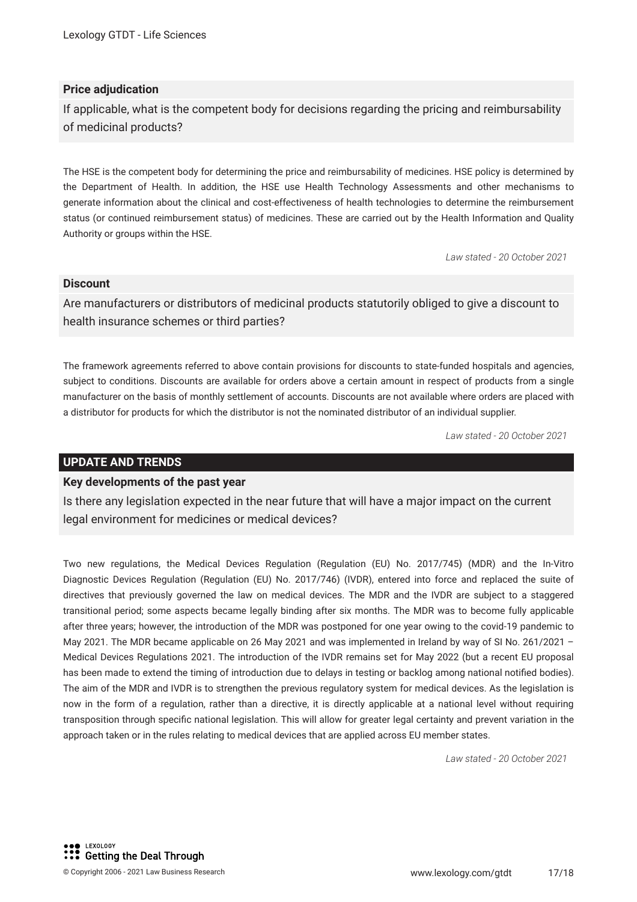### Price adjudication

If applicable, what is the competent body for decisions regarding the pricing and reimbursability of medicinal products?

The HSE is the competent body for determining the price and reimbursability of medicines. HSE policy is determined by the Department of Health. In addition, the HSE use Health Technology Assessments and other mechanisms to generate information about the clinical and cost-effectiveness of health technologies to determine the reimbursement status (or continued reimbursement status) of medicines. These are carried out by the Health Information and Quality Authority or groups within the HSE.

*Law stated - 20 October 2021*

### Discount

Are manufacturers or distributors of medicinal products statutorily obliged to give a discount to health insurance schemes or third parties?

The framework agreements referred to above contain provisions for discounts to state-funded hospitals and agencies, subject to conditions. Discounts are available for orders above a certain amount in respect of products from a single manufacturer on the basis of monthly settlement of accounts. Discounts are not available where orders are placed with a distributor for products for which the distributor is not the nominated distributor of an individual supplier.

*Law stated - 20 October 2021*

## UPDATE AND TRENDS

### Key developments of the past year

Is there any legislation expected in the near future that will have a major impact on the current legal environment for medicines or medical devices?

Two new regulations, the Medical Devices Regulation (Regulation (EU) No. 2017/745) (MDR) and the In-Vitro Diagnostic Devices Regulation (Regulation (EU) No. 2017/746) (IVDR), entered into force and replaced the suite of directives that previously governed the law on medical devices. The MDR and the IVDR are subject to a staggered transitional period; some aspects became legally binding after six months. The MDR was to become fully applicable after three years; however, the introduction of the MDR was postponed for one year owing to the covid-19 pandemic to May 2021. The MDR became applicable on 26 May 2021 and was implemented in Ireland by way of SI No. 261/2021 – Medical Devices Regulations 2021. The introduction of the IVDR remains set for May 2022 (but a recent EU proposal has been made to extend the timing of introduction due to delays in testing or backlog among national notified bodies). The aim of the MDR and IVDR is to strengthen the previous regulatory system for medical devices. As the legislation is now in the form of a regulation, rather than a directive, it is directly applicable at a national level without requiring transposition through specific national legislation. This will allow for greater legal certainty and prevent variation in the approach taken or in the rules relating to medical devices that are applied across EU member states.

*Law stated - 20 October 2021*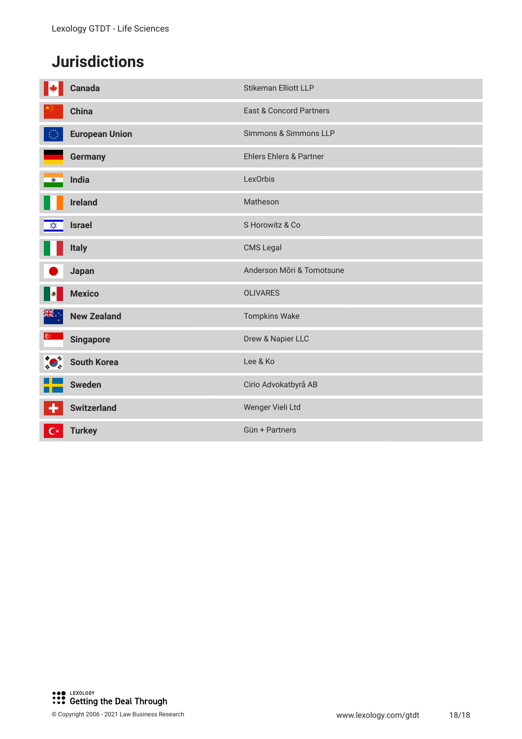# Jurisdictions

| | |
|---|---|
| **Canada** | Stikeman Elliott LLP |
| **China** | East & Concord Partners |
| **European Union** | Simmons & Simmons LLP |
| **Germany** | Ehlers Ehlers & Partner |
| **India** | LexOrbis |
| **Ireland** | Matheson |
| **Israel** | S Horowitz & Co |
| **Italy** | CMS Legal |
| **Japan** | Anderson Mōri & Tomotsune |
| **Mexico** | OLIVARES |
| **New Zealand** | Tompkins Wake |
| **Singapore** | Drew & Napier LLC |
| **South Korea** | Lee & Ko |
| **Sweden** | Cirio Advokatbyrå AB |
| **Switzerland** | Wenger Vieli Ltd |
| **Turkey** | Gün + Partners |